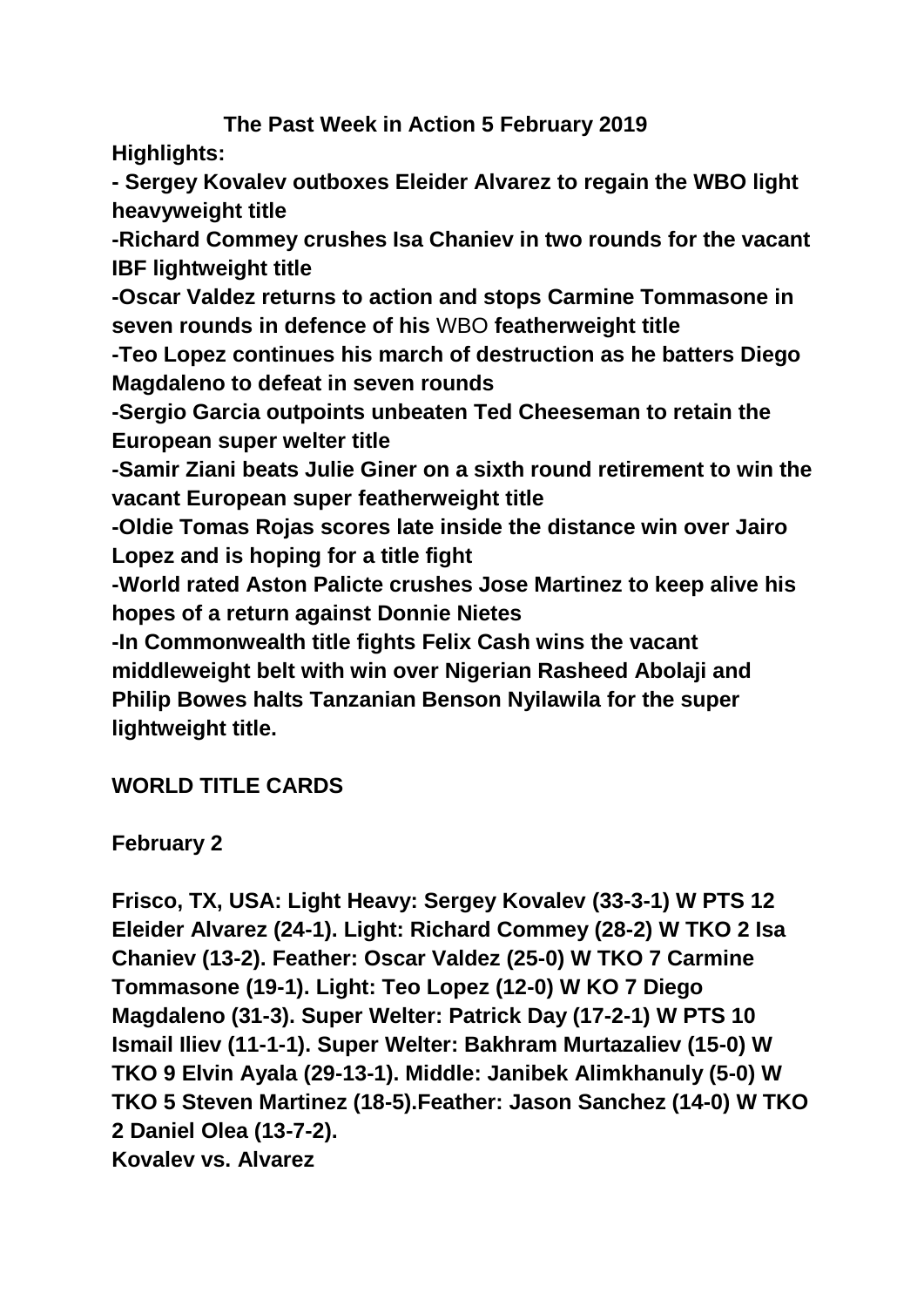# The Past Week in Action 5 February 2019

**Highlights:**

**- Sergey Kovalev outboxes Eleider Alvarez to regain the WBO light heavyweight title**

**-Richard Commey crushes Isa Chaniev in two rounds for the vacant IBF lightweight title**

**-Oscar Valdez returns to action and stops Carmine Tommasone in seven rounds in defence of his** WBO **featherweight title**

**-Teo Lopez continues his march of destruction as he batters Diego Magdaleno to defeat in seven rounds**

**-Sergio Garcia outpoints unbeaten Ted Cheeseman to retain the European super welter title**

**-Samir Ziani beats Julie Giner on a sixth round retirement to win the vacant European super featherweight title**

**-Oldie Tomas Rojas scores late inside the distance win over Jairo Lopez and is hoping for a title fight**

**-World rated Aston Palicte crushes Jose Martinez to keep alive his hopes of a return against Donnie Nietes**

**-In Commonwealth title fights Felix Cash wins the vacant middleweight belt with win over Nigerian Rasheed Abolaji and Philip Bowes halts Tanzanian Benson Nyilawila for the super lightweight title.**

## WORLD TITLE CARDS

**February 2**

**Frisco, TX, USA: Light Heavy: Sergey Kovalev (33-3-1) W PTS 12 Eleider Alvarez (24-1). Light: Richard Commey (28-2) W TKO 2 Isa Chaniev (13-2). Feather: Oscar Valdez (25-0) W TKO 7 Carmine Tommasone (19-1). Light: Teo Lopez (12-0) W KO 7 Diego Magdaleno (31-3). Super Welter: Patrick Day (17-2-1) W PTS 10 Ismail Iliev (11-1-1). Super Welter: Bakhram Murtazaliev (15-0) W TKO 9 Elvin Ayala (29-13-1). Middle: Janibek Alimkhanuly (5-0) W TKO 5 Steven Martinez (18-5).Feather: Jason Sanchez (14-0) W TKO 2 Daniel Olea (13-7-2).**

**Kovalev vs. Alvarez**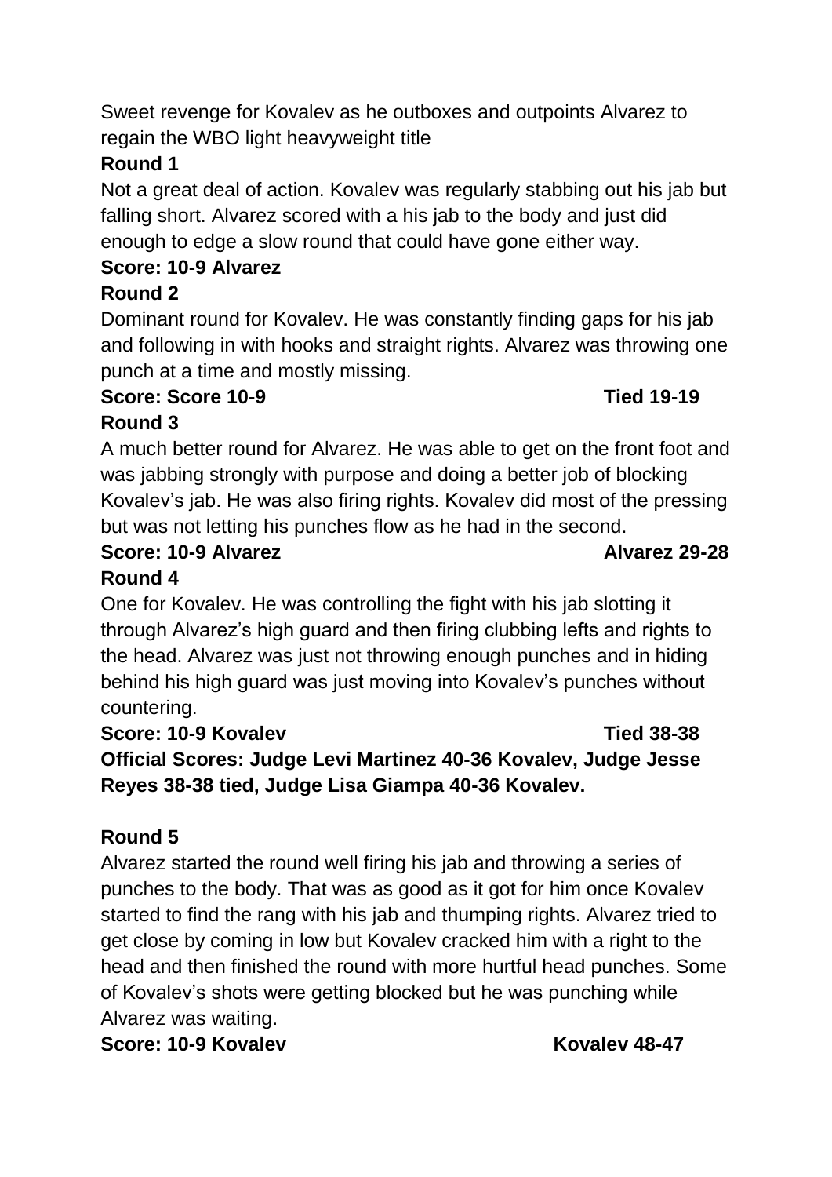Sweet revenge for Kovalev as he outboxes and outpoints Alvarez to regain the WBO light heavyweight title

**Round 1**

Not a great deal of action. Kovalev was regularly stabbing out his jab but falling short. Alvarez scored with a his jab to the body and just did enough to edge a slow round that could have gone either way.

**Score: 10-9 Alvarez**

**Round 2**

Dominant round for Kovalev. He was constantly finding gaps for his jab and following in with hooks and straight rights. Alvarez was throwing one punch at a time and mostly missing.

**Score: Score 10-9 Tied 19-19**

**Round 3**

A much better round for Alvarez. He was able to get on the front foot and was jabbing strongly with purpose and doing a better job of blocking Kovalev's jab. He was also firing rights. Kovalev did most of the pressing but was not letting his punches flow as he had in the second.

**Score: 10-9 Alvarez Alvarez 29-28**

**Round 4**

One for Kovalev. He was controlling the fight with his jab slotting it through Alvarez's high guard and then firing clubbing lefts and rights to the head. Alvarez was just not throwing enough punches and in hiding behind his high guard was just moving into Kovalev's punches without countering.

**Score: 10-9 Kovalev Tied 38-38**

**Official Scores: Judge Levi Martinez 40-36 Kovalev, Judge Jesse Reyes 38-38 tied, Judge Lisa Giampa 40-36 Kovalev.**

**Round 5**

Alvarez started the round well firing his jab and throwing a series of punches to the body. That was as good as it got for him once Kovalev started to find the rang with his jab and thumping rights. Alvarez tried to get close by coming in low but Kovalev cracked him with a right to the head and then finished the round with more hurtful head punches. Some of Kovalev's shots were getting blocked but he was punching while Alvarez was waiting.

**Score: 10-9 Kovalev Kovalev 48-47**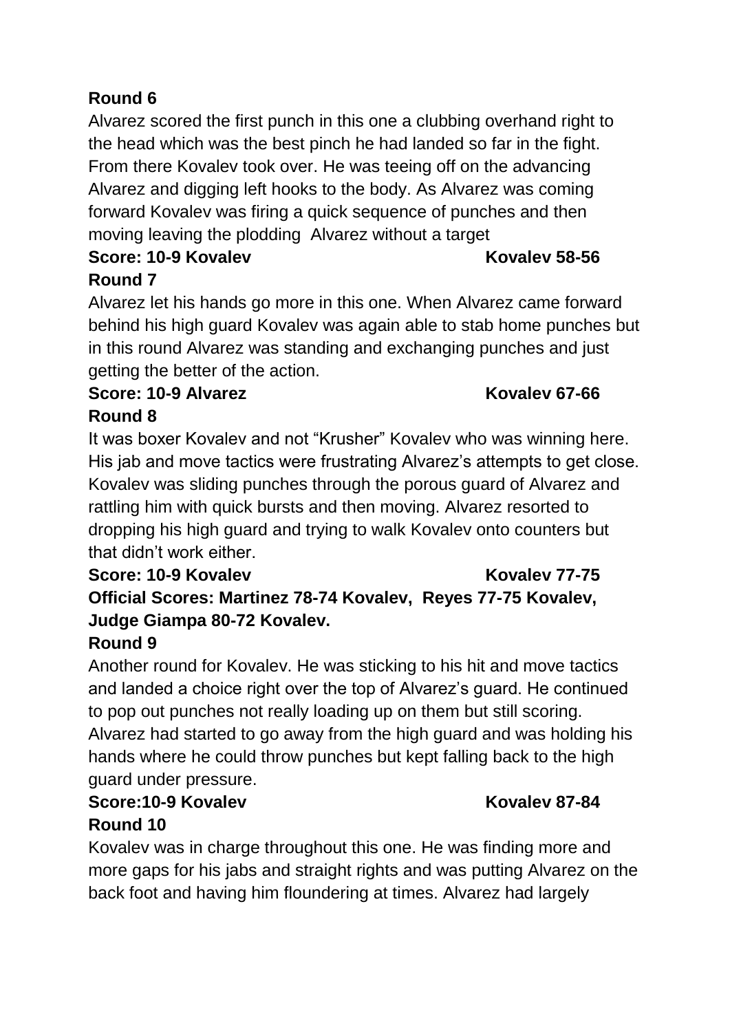**Round 6**

Alvarez scored the first punch in this one a clubbing overhand right to the head which was the best pinch he had landed so far in the fight. From there Kovalev took over. He was teeing off on the advancing Alvarez and digging left hooks to the body. As Alvarez was coming forward Kovalev was firing a quick sequence of punches and then moving leaving the plodding Alvarez without a target

**Score: 10-9 Kovalev Kovalev 58-56**

**Round 7**

Alvarez let his hands go more in this one. When Alvarez came forward behind his high guard Kovalev was again able to stab home punches but in this round Alvarez was standing and exchanging punches and just getting the better of the action.

**Score: 10-9 Alvarez Kovalev 67-66**

**Round 8**

It was boxer Kovalev and not "Krusher" Kovalev who was winning here. His jab and move tactics were frustrating Alvarez's attempts to get close. Kovalev was sliding punches through the porous guard of Alvarez and rattling him with quick bursts and then moving. Alvarez resorted to dropping his high guard and trying to walk Kovalev onto counters but that didn't work either.

**Score: 10-9 Kovalev Kovalev 77-75**

**Official Scores: Martinez 78-74 Kovalev, Reyes 77-75 Kovalev, Judge Giampa 80-72 Kovalev.**

**Round 9**

Another round for Kovalev. He was sticking to his hit and move tactics and landed a choice right over the top of Alvarez's guard. He continued to pop out punches not really loading up on them but still scoring. Alvarez had started to go away from the high guard and was holding his hands where he could throw punches but kept falling back to the high guard under pressure.

**Score:10-9 Kovalev Kovalev 87-84**

**Round 10**

Kovalev was in charge throughout this one. He was finding more and more gaps for his jabs and straight rights and was putting Alvarez on the back foot and having him floundering at times. Alvarez had largely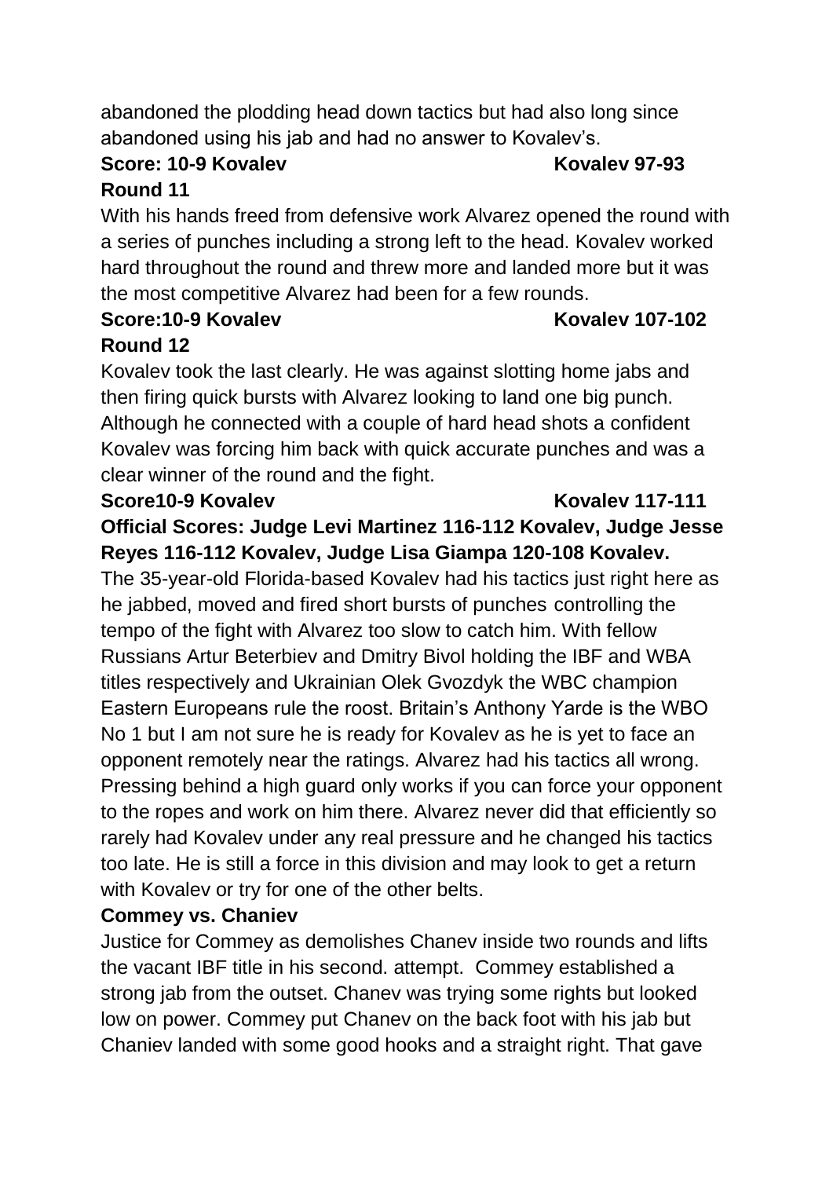abandoned the plodding head down tactics but had also long since abandoned using his jab and had no answer to Kovalev's.

**Score: 10-9 Kovalev Kovalev 97-93**

**Round 11**

With his hands freed from defensive work Alvarez opened the round with a series of punches including a strong left to the head. Kovalev worked hard throughout the round and threw more and landed more but it was the most competitive Alvarez had been for a few rounds.

**Score:10-9 Kovalev Kovalev 107-102**

**Round 12**

Kovalev took the last clearly. He was against slotting home jabs and then firing quick bursts with Alvarez looking to land one big punch. Although he connected with a couple of hard head shots a confident Kovalev was forcing him back with quick accurate punches and was a clear winner of the round and the fight.

**Score10-9 Kovalev Kovalev 117-111**

**Official Scores: Judge Levi Martinez 116-112 Kovalev, Judge Jesse Reyes 116-112 Kovalev, Judge Lisa Giampa 120-108 Kovalev.**

The 35-year-old Florida-based Kovalev had his tactics just right here as he jabbed, moved and fired short bursts of punches controlling the tempo of the fight with Alvarez too slow to catch him. With fellow Russians Artur Beterbiev and Dmitry Bivol holding the IBF and WBA titles respectively and Ukrainian Olek Gvozdyk the WBC champion Eastern Europeans rule the roost. Britain's Anthony Yarde is the WBO No 1 but I am not sure he is ready for Kovalev as he is yet to face an opponent remotely near the ratings. Alvarez had his tactics all wrong. Pressing behind a high guard only works if you can force your opponent to the ropes and work on him there. Alvarez never did that efficiently so rarely had Kovalev under any real pressure and he changed his tactics too late. He is still a force in this division and may look to get a return with Kovalev or try for one of the other belts.

**Commey vs. Chaniev**

Justice for Commey as demolishes Chanev inside two rounds and lifts the vacant IBF title in his second. attempt. Commey established a strong jab from the outset. Chanev was trying some rights but looked low on power. Commey put Chanev on the back foot with his jab but Chaniev landed with some good hooks and a straight right. That gave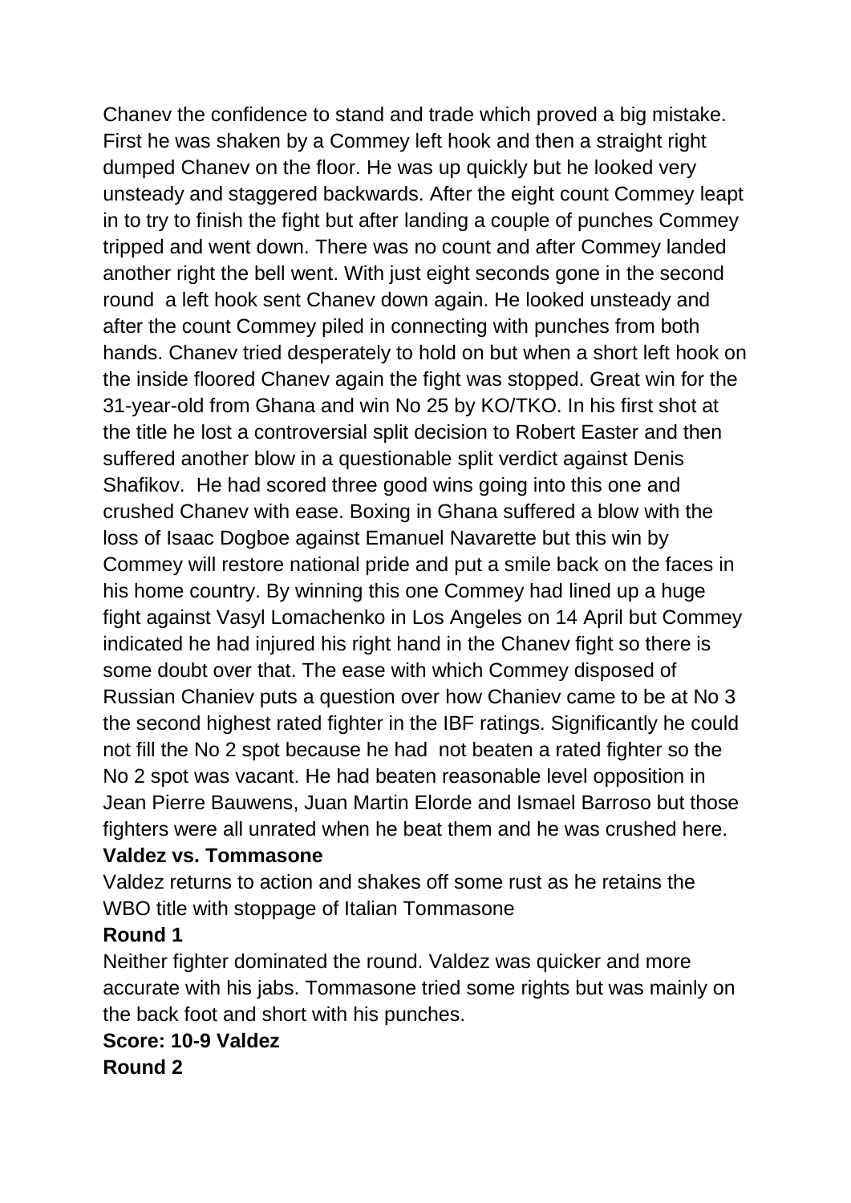Chanev the confidence to stand and trade which proved a big mistake. First he was shaken by a Commey left hook and then a straight right dumped Chanev on the floor. He was up quickly but he looked very unsteady and staggered backwards. After the eight count Commey leapt in to try to finish the fight but after landing a couple of punches Commey tripped and went down. There was no count and after Commey landed another right the bell went. With just eight seconds gone in the second round a left hook sent Chanev down again. He looked unsteady and after the count Commey piled in connecting with punches from both hands. Chanev tried desperately to hold on but when a short left hook on the inside floored Chanev again the fight was stopped. Great win for the 31-year-old from Ghana and win No 25 by KO/TKO. In his first shot at the title he lost a controversial split decision to Robert Easter and then suffered another blow in a questionable split verdict against Denis Shafikov. He had scored three good wins going into this one and crushed Chanev with ease. Boxing in Ghana suffered a blow with the loss of Isaac Dogboe against Emanuel Navarette but this win by Commey will restore national pride and put a smile back on the faces in his home country. By winning this one Commey had lined up a huge fight against Vasyl Lomachenko in Los Angeles on 14 April but Commey indicated he had injured his right hand in the Chanev fight so there is some doubt over that. The ease with which Commey disposed of Russian Chaniev puts a question over how Chaniev came to be at No 3 the second highest rated fighter in the IBF ratings. Significantly he could not fill the No 2 spot because he had not beaten a rated fighter so the No 2 spot was vacant. He had beaten reasonable level opposition in Jean Pierre Bauwens, Juan Martin Elorde and Ismael Barroso but those fighters were all unrated when he beat them and he was crushed here.

**Valdez vs. Tommasone**

Valdez returns to action and shakes off some rust as he retains the WBO title with stoppage of Italian Tommasone

**Round 1**

Neither fighter dominated the round. Valdez was quicker and more accurate with his jabs. Tommasone tried some rights but was mainly on the back foot and short with his punches.

**Score: 10-9 Valdez**

**Round 2**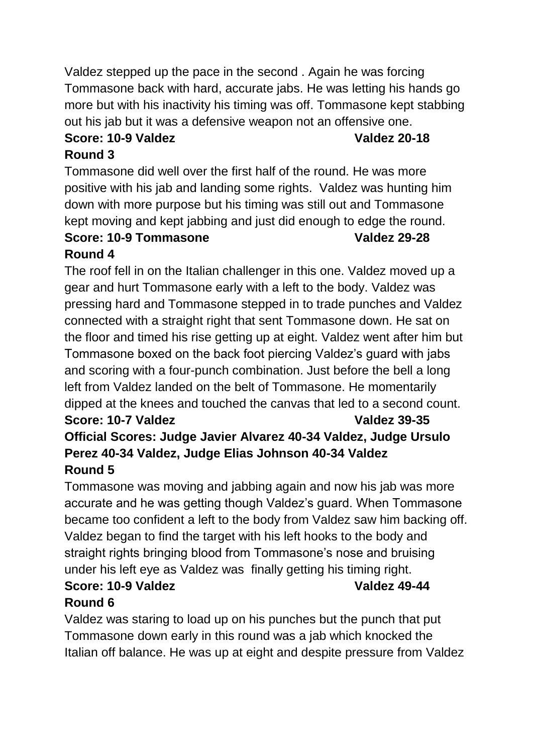Valdez stepped up the pace in the second . Again he was forcing Tommasone back with hard, accurate jabs. He was letting his hands go more but with his inactivity his timing was off. Tommasone kept stabbing out his jab but it was a defensive weapon not an offensive one.

**Score: 10-9 Valdez Valdez 20-18**

**Round 3**

Tommasone did well over the first half of the round. He was more positive with his jab and landing some rights. Valdez was hunting him down with more purpose but his timing was still out and Tommasone kept moving and kept jabbing and just did enough to edge the round.

**Score: 10-9 Tommasone Valdez 29-28**

**Round 4**

The roof fell in on the Italian challenger in this one. Valdez moved up a gear and hurt Tommasone early with a left to the body. Valdez was pressing hard and Tommasone stepped in to trade punches and Valdez connected with a straight right that sent Tommasone down. He sat on the floor and timed his rise getting up at eight. Valdez went after him but Tommasone boxed on the back foot piercing Valdez's guard with jabs and scoring with a four-punch combination. Just before the bell a long left from Valdez landed on the belt of Tommasone. He momentarily dipped at the knees and touched the canvas that led to a second count.

**Score: 10-7 Valdez Valdez 39-35**

**Official Scores: Judge Javier Alvarez 40-34 Valdez, Judge Ursulo Perez 40-34 Valdez, Judge Elias Johnson 40-34 Valdez**

**Round 5**

Tommasone was moving and jabbing again and now his jab was more accurate and he was getting though Valdez's guard. When Tommasone became too confident a left to the body from Valdez saw him backing off. Valdez began to find the target with his left hooks to the body and straight rights bringing blood from Tommasone's nose and bruising under his left eye as Valdez was finally getting his timing right.

**Score: 10-9 Valdez Valdez 49-44**

**Round 6**

Valdez was staring to load up on his punches but the punch that put Tommasone down early in this round was a jab which knocked the Italian off balance. He was up at eight and despite pressure from Valdez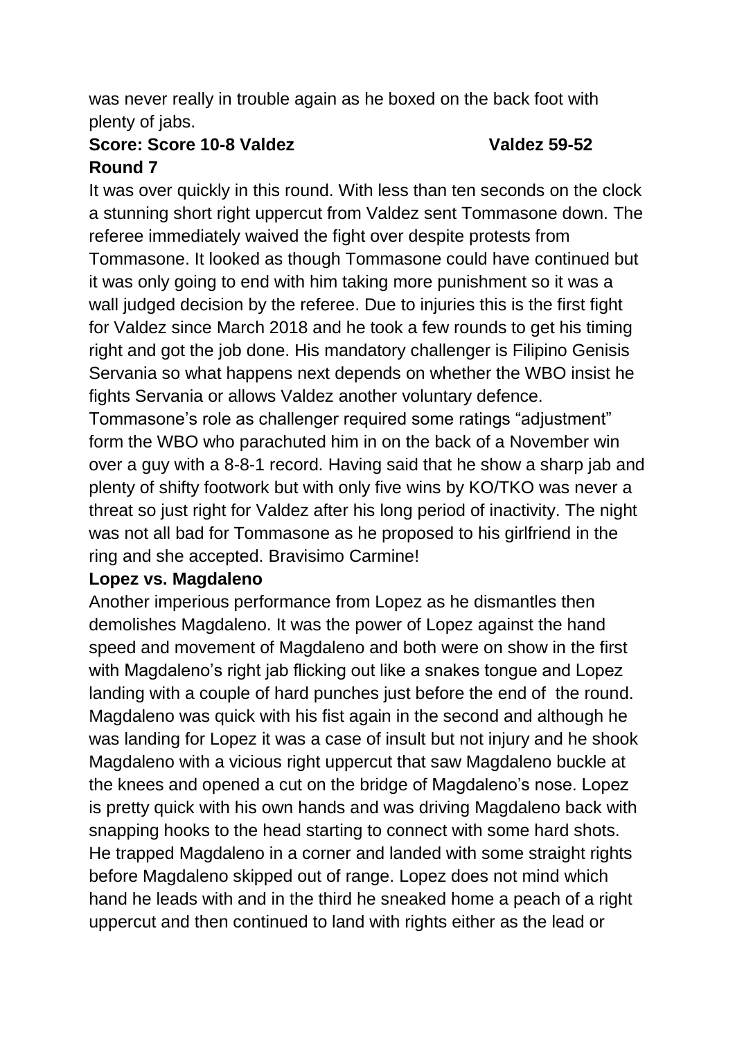was never really in trouble again as he boxed on the back foot with plenty of jabs.

**Score: Score 10-8 Valdez Valdez 59-52**

**Round 7**

It was over quickly in this round. With less than ten seconds on the clock a stunning short right uppercut from Valdez sent Tommasone down. The referee immediately waived the fight over despite protests from Tommasone. It looked as though Tommasone could have continued but it was only going to end with him taking more punishment so it was a wall judged decision by the referee. Due to injuries this is the first fight for Valdez since March 2018 and he took a few rounds to get his timing right and got the job done. His mandatory challenger is Filipino Genisis Servania so what happens next depends on whether the WBO insist he fights Servania or allows Valdez another voluntary defence. Tommasone's role as challenger required some ratings "adjustment" form the WBO who parachuted him in on the back of a November win over a guy with a 8-8-1 record. Having said that he show a sharp jab and plenty of shifty footwork but with only five wins by KO/TKO was never a threat so just right for Valdez after his long period of inactivity. The night was not all bad for Tommasone as he proposed to his girlfriend in the ring and she accepted. Bravisimo Carmine!

**Lopez vs. Magdaleno**

Another imperious performance from Lopez as he dismantles then demolishes Magdaleno. It was the power of Lopez against the hand speed and movement of Magdaleno and both were on show in the first with Magdaleno's right jab flicking out like a snakes tongue and Lopez landing with a couple of hard punches just before the end of the round. Magdaleno was quick with his fist again in the second and although he was landing for Lopez it was a case of insult but not injury and he shook Magdaleno with a vicious right uppercut that saw Magdaleno buckle at the knees and opened a cut on the bridge of Magdaleno's nose. Lopez is pretty quick with his own hands and was driving Magdaleno back with snapping hooks to the head starting to connect with some hard shots. He trapped Magdaleno in a corner and landed with some straight rights before Magdaleno skipped out of range. Lopez does not mind which hand he leads with and in the third he sneaked home a peach of a right uppercut and then continued to land with rights either as the lead or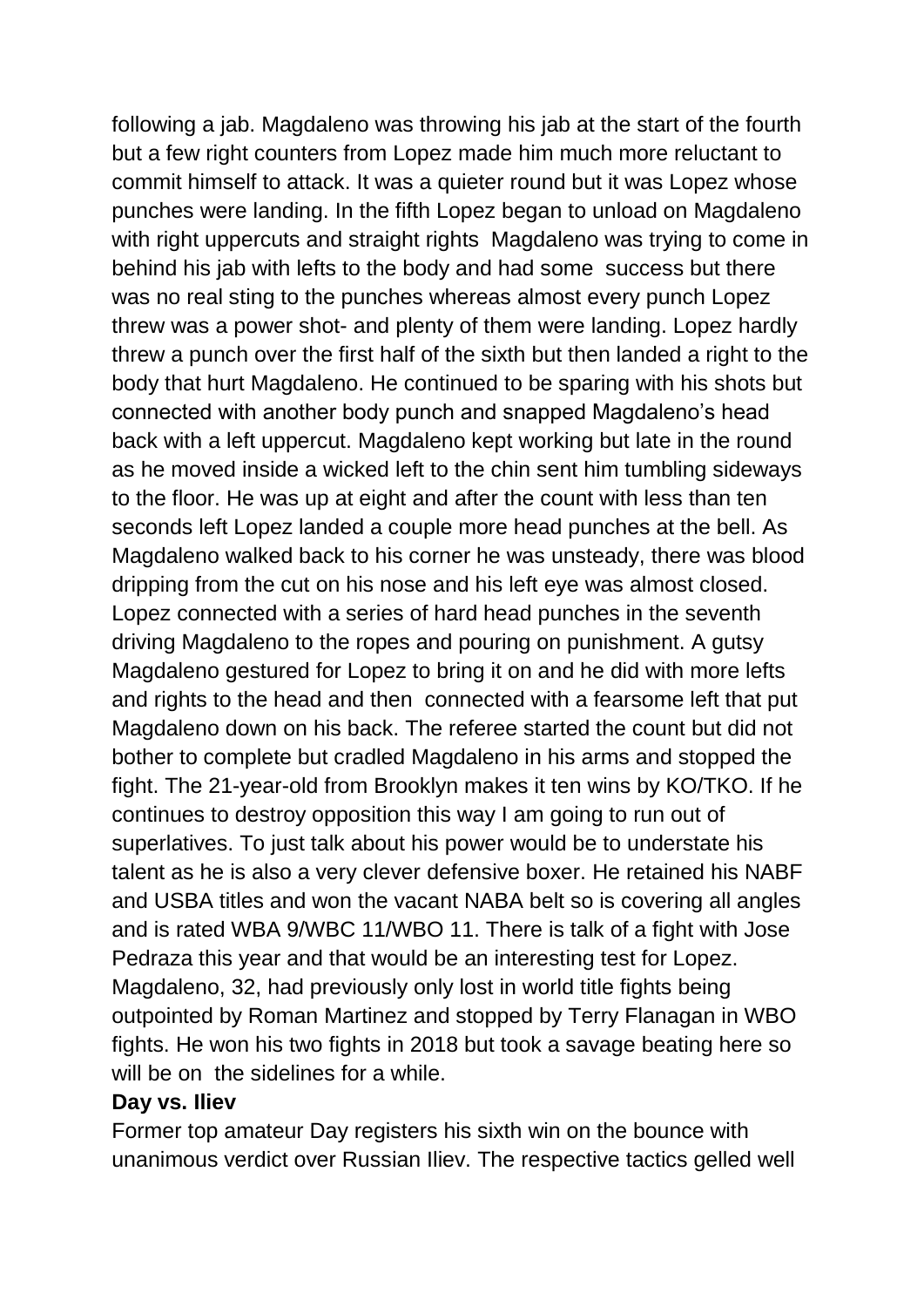following a jab. Magdaleno was throwing his jab at the start of the fourth but a few right counters from Lopez made him much more reluctant to commit himself to attack. It was a quieter round but it was Lopez whose punches were landing. In the fifth Lopez began to unload on Magdaleno with right uppercuts and straight rights Magdaleno was trying to come in behind his jab with lefts to the body and had some success but there was no real sting to the punches whereas almost every punch Lopez threw was a power shot- and plenty of them were landing. Lopez hardly threw a punch over the first half of the sixth but then landed a right to the body that hurt Magdaleno. He continued to be sparing with his shots but connected with another body punch and snapped Magdaleno's head back with a left uppercut. Magdaleno kept working but late in the round as he moved inside a wicked left to the chin sent him tumbling sideways to the floor. He was up at eight and after the count with less than ten seconds left Lopez landed a couple more head punches at the bell. As Magdaleno walked back to his corner he was unsteady, there was blood dripping from the cut on his nose and his left eye was almost closed. Lopez connected with a series of hard head punches in the seventh driving Magdaleno to the ropes and pouring on punishment. A gutsy Magdaleno gestured for Lopez to bring it on and he did with more lefts and rights to the head and then connected with a fearsome left that put Magdaleno down on his back. The referee started the count but did not bother to complete but cradled Magdaleno in his arms and stopped the fight. The 21-year-old from Brooklyn makes it ten wins by KO/TKO. If he continues to destroy opposition this way I am going to run out of superlatives. To just talk about his power would be to understate his talent as he is also a very clever defensive boxer. He retained his NABF and USBA titles and won the vacant NABA belt so is covering all angles and is rated WBA 9/WBC 11/WBO 11. There is talk of a fight with Jose Pedraza this year and that would be an interesting test for Lopez. Magdaleno, 32, had previously only lost in world title fights being outpointed by Roman Martinez and stopped by Terry Flanagan in WBO fights. He won his two fights in 2018 but took a savage beating here so will be on the sidelines for a while.

**Day vs. Iliev**

Former top amateur Day registers his sixth win on the bounce with unanimous verdict over Russian Iliev. The respective tactics gelled well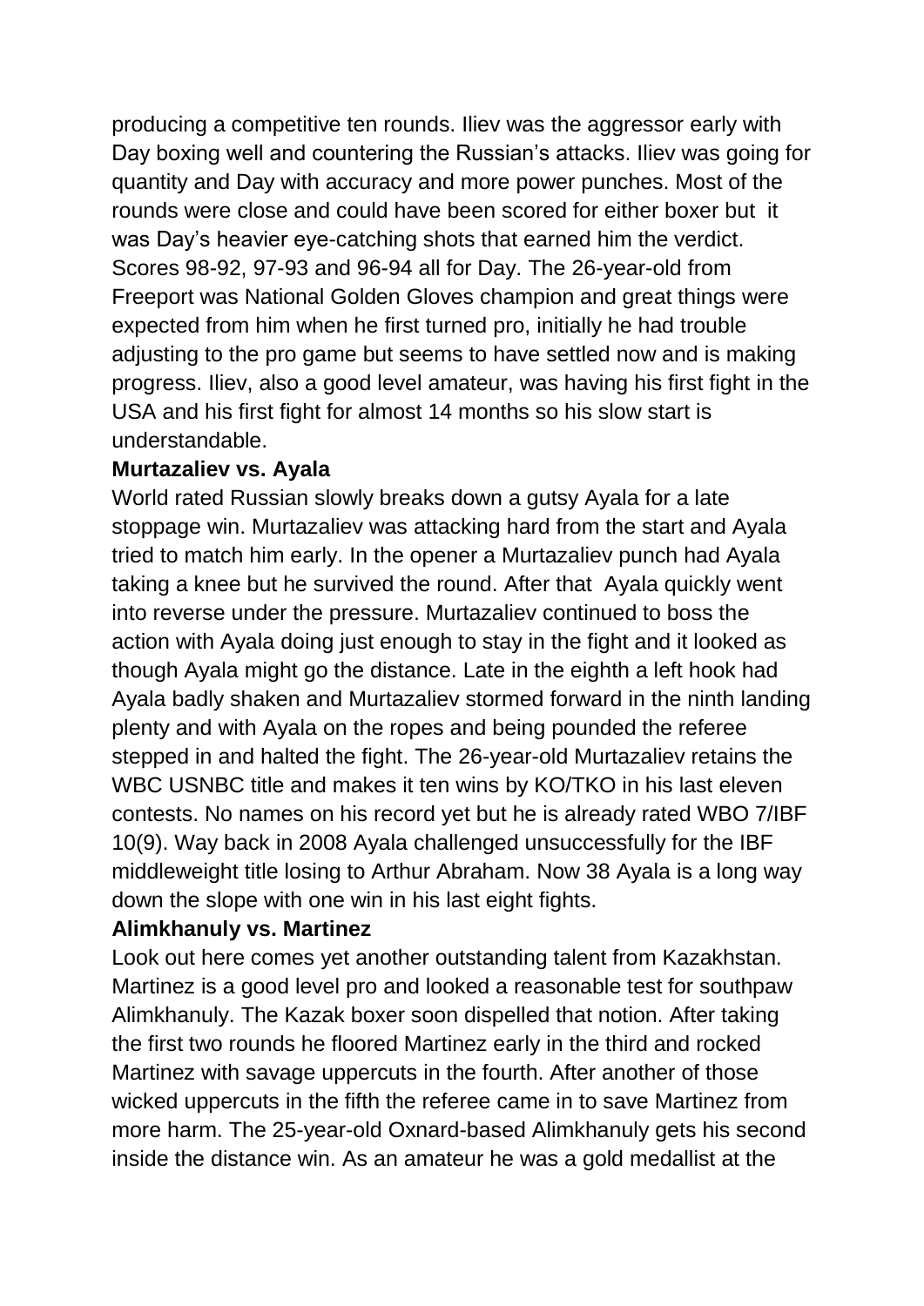producing a competitive ten rounds. Iliev was the aggressor early with Day boxing well and countering the Russian's attacks. Iliev was going for quantity and Day with accuracy and more power punches. Most of the rounds were close and could have been scored for either boxer but it was Day's heavier eye-catching shots that earned him the verdict. Scores 98-92, 97-93 and 96-94 all for Day. The 26-year-old from Freeport was National Golden Gloves champion and great things were expected from him when he first turned pro, initially he had trouble adjusting to the pro game but seems to have settled now and is making progress. Iliev, also a good level amateur, was having his first fight in the USA and his first fight for almost 14 months so his slow start is understandable.

**Murtazaliev vs. Ayala**

World rated Russian slowly breaks down a gutsy Ayala for a late stoppage win. Murtazaliev was attacking hard from the start and Ayala tried to match him early. In the opener a Murtazaliev punch had Ayala taking a knee but he survived the round. After that Ayala quickly went into reverse under the pressure. Murtazaliev continued to boss the action with Ayala doing just enough to stay in the fight and it looked as though Ayala might go the distance. Late in the eighth a left hook had Ayala badly shaken and Murtazaliev stormed forward in the ninth landing plenty and with Ayala on the ropes and being pounded the referee stepped in and halted the fight. The 26-year-old Murtazaliev retains the WBC USNBC title and makes it ten wins by KO/TKO in his last eleven contests. No names on his record yet but he is already rated WBO 7/IBF 10(9). Way back in 2008 Ayala challenged unsuccessfully for the IBF middleweight title losing to Arthur Abraham. Now 38 Ayala is a long way down the slope with one win in his last eight fights.

**Alimkhanuly vs. Martinez**

Look out here comes yet another outstanding talent from Kazakhstan. Martinez is a good level pro and looked a reasonable test for southpaw Alimkhanuly. The Kazak boxer soon dispelled that notion. After taking the first two rounds he floored Martinez early in the third and rocked Martinez with savage uppercuts in the fourth. After another of those wicked uppercuts in the fifth the referee came in to save Martinez from more harm. The 25-year-old Oxnard-based Alimkhanuly gets his second inside the distance win. As an amateur he was a gold medallist at the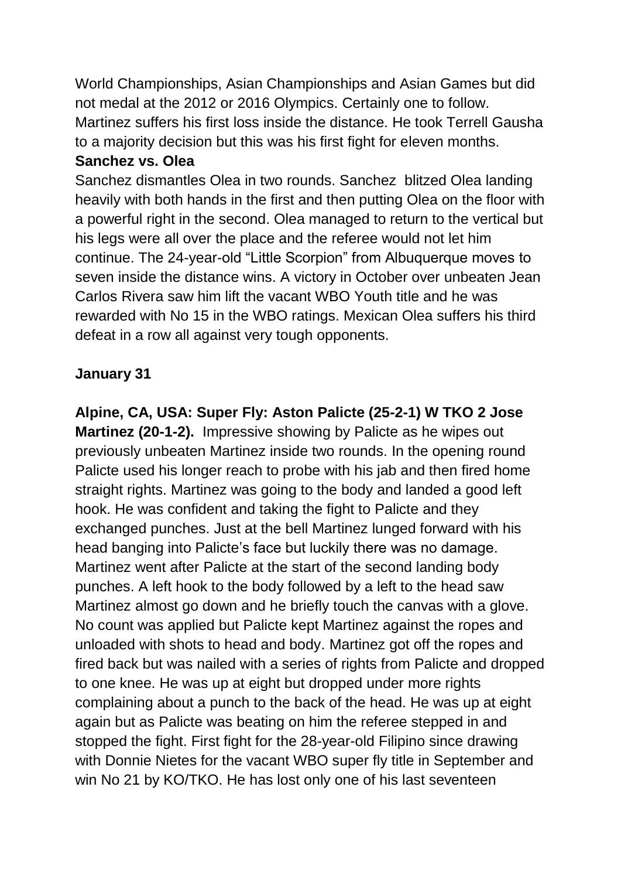World Championships, Asian Championships and Asian Games but did not medal at the 2012 or 2016 Olympics. Certainly one to follow. Martinez suffers his first loss inside the distance. He took Terrell Gausha to a majority decision but this was his first fight for eleven months.

**Sanchez vs. Olea**

Sanchez dismantles Olea in two rounds. Sanchez blitzed Olea landing heavily with both hands in the first and then putting Olea on the floor with a powerful right in the second. Olea managed to return to the vertical but his legs were all over the place and the referee would not let him continue. The 24-year-old "Little Scorpion" from Albuquerque moves to seven inside the distance wins. A victory in October over unbeaten Jean Carlos Rivera saw him lift the vacant WBO Youth title and he was rewarded with No 15 in the WBO ratings. Mexican Olea suffers his third defeat in a row all against very tough opponents.

**January 31**

**Alpine, CA, USA: Super Fly: Aston Palicte (25-2-1) W TKO 2 Jose Martinez (20-1-2).** Impressive showing by Palicte as he wipes out previously unbeaten Martinez inside two rounds. In the opening round Palicte used his longer reach to probe with his jab and then fired home straight rights. Martinez was going to the body and landed a good left hook. He was confident and taking the fight to Palicte and they exchanged punches. Just at the bell Martinez lunged forward with his head banging into Palicte's face but luckily there was no damage. Martinez went after Palicte at the start of the second landing body punches. A left hook to the body followed by a left to the head saw Martinez almost go down and he briefly touch the canvas with a glove. No count was applied but Palicte kept Martinez against the ropes and unloaded with shots to head and body. Martinez got off the ropes and fired back but was nailed with a series of rights from Palicte and dropped to one knee. He was up at eight but dropped under more rights complaining about a punch to the back of the head. He was up at eight again but as Palicte was beating on him the referee stepped in and stopped the fight. First fight for the 28-year-old Filipino since drawing with Donnie Nietes for the vacant WBO super fly title in September and win No 21 by KO/TKO. He has lost only one of his last seventeen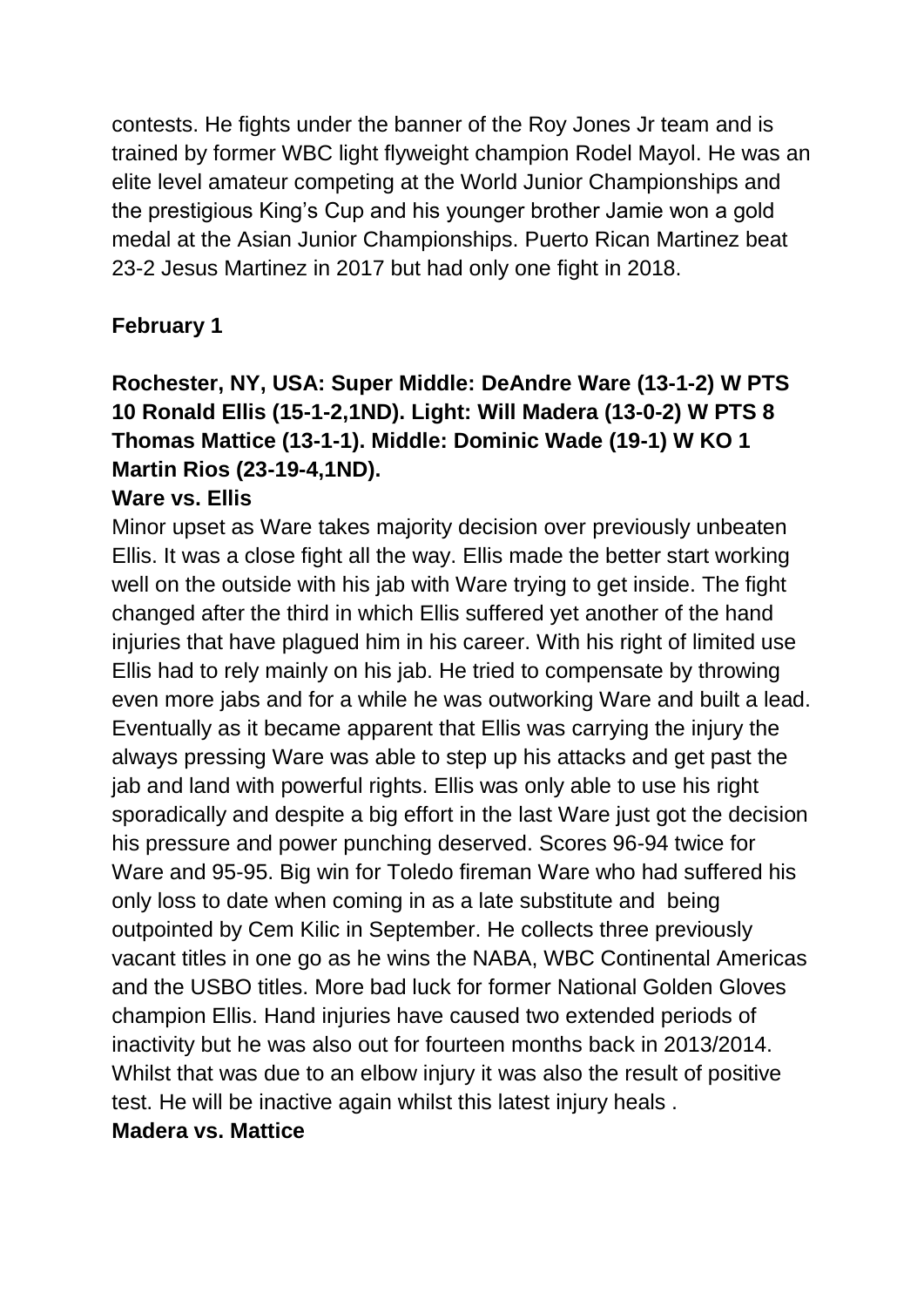contests. He fights under the banner of the Roy Jones Jr team and is trained by former WBC light flyweight champion Rodel Mayol. He was an elite level amateur competing at the World Junior Championships and the prestigious King's Cup and his younger brother Jamie won a gold medal at the Asian Junior Championships. Puerto Rican Martinez beat 23-2 Jesus Martinez in 2017 but had only one fight in 2018.

**February 1**

**Rochester, NY, USA: Super Middle: DeAndre Ware (13-1-2) W PTS 10 Ronald Ellis (15-1-2,1ND). Light: Will Madera (13-0-2) W PTS 8 Thomas Mattice (13-1-1). Middle: Dominic Wade (19-1) W KO 1 Martin Rios (23-19-4,1ND).**

**Ware vs. Ellis**

Minor upset as Ware takes majority decision over previously unbeaten Ellis. It was a close fight all the way. Ellis made the better start working well on the outside with his jab with Ware trying to get inside. The fight changed after the third in which Ellis suffered yet another of the hand injuries that have plagued him in his career. With his right of limited use Ellis had to rely mainly on his jab. He tried to compensate by throwing even more jabs and for a while he was outworking Ware and built a lead. Eventually as it became apparent that Ellis was carrying the injury the always pressing Ware was able to step up his attacks and get past the jab and land with powerful rights. Ellis was only able to use his right sporadically and despite a big effort in the last Ware just got the decision his pressure and power punching deserved. Scores 96-94 twice for Ware and 95-95. Big win for Toledo fireman Ware who had suffered his only loss to date when coming in as a late substitute and being outpointed by Cem Kilic in September. He collects three previously vacant titles in one go as he wins the NABA, WBC Continental Americas and the USBO titles. More bad luck for former National Golden Gloves champion Ellis. Hand injuries have caused two extended periods of inactivity but he was also out for fourteen months back in 2013/2014. Whilst that was due to an elbow injury it was also the result of positive test. He will be inactive again whilst this latest injury heals .

**Madera vs. Mattice**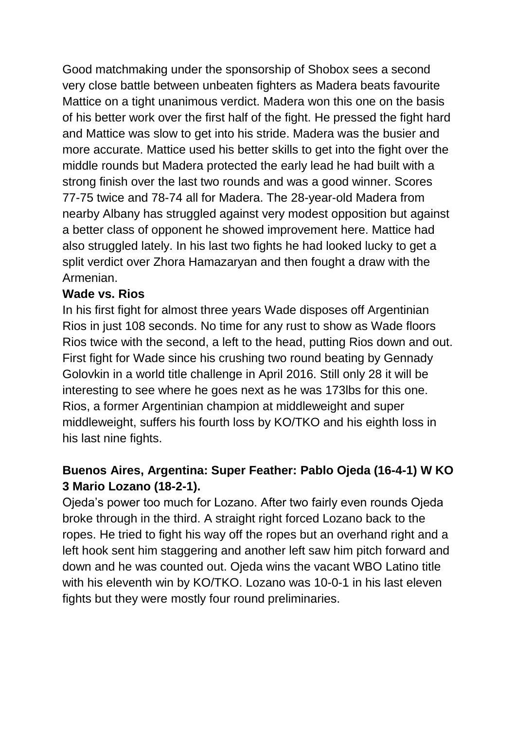Good matchmaking under the sponsorship of Shobox sees a second very close battle between unbeaten fighters as Madera beats favourite Mattice on a tight unanimous verdict. Madera won this one on the basis of his better work over the first half of the fight. He pressed the fight hard and Mattice was slow to get into his stride. Madera was the busier and more accurate. Mattice used his better skills to get into the fight over the middle rounds but Madera protected the early lead he had built with a strong finish over the last two rounds and was a good winner. Scores 77-75 twice and 78-74 all for Madera. The 28-year-old Madera from nearby Albany has struggled against very modest opposition but against a better class of opponent he showed improvement here. Mattice had also struggled lately. In his last two fights he had looked lucky to get a split verdict over Zhora Hamazaryan and then fought a draw with the Armenian.

**Wade vs. Rios**

In his first fight for almost three years Wade disposes off Argentinian Rios in just 108 seconds. No time for any rust to show as Wade floors Rios twice with the second, a left to the head, putting Rios down and out. First fight for Wade since his crushing two round beating by Gennady Golovkin in a world title challenge in April 2016. Still only 28 it will be interesting to see where he goes next as he was 173lbs for this one. Rios, a former Argentinian champion at middleweight and super middleweight, suffers his fourth loss by KO/TKO and his eighth loss in his last nine fights.

**Buenos Aires, Argentina: Super Feather: Pablo Ojeda (16-4-1) W KO 3 Mario Lozano (18-2-1).**

Ojeda's power too much for Lozano. After two fairly even rounds Ojeda broke through in the third. A straight right forced Lozano back to the ropes. He tried to fight his way off the ropes but an overhand right and a left hook sent him staggering and another left saw him pitch forward and down and he was counted out. Ojeda wins the vacant WBO Latino title with his eleventh win by KO/TKO. Lozano was 10-0-1 in his last eleven fights but they were mostly four round preliminaries.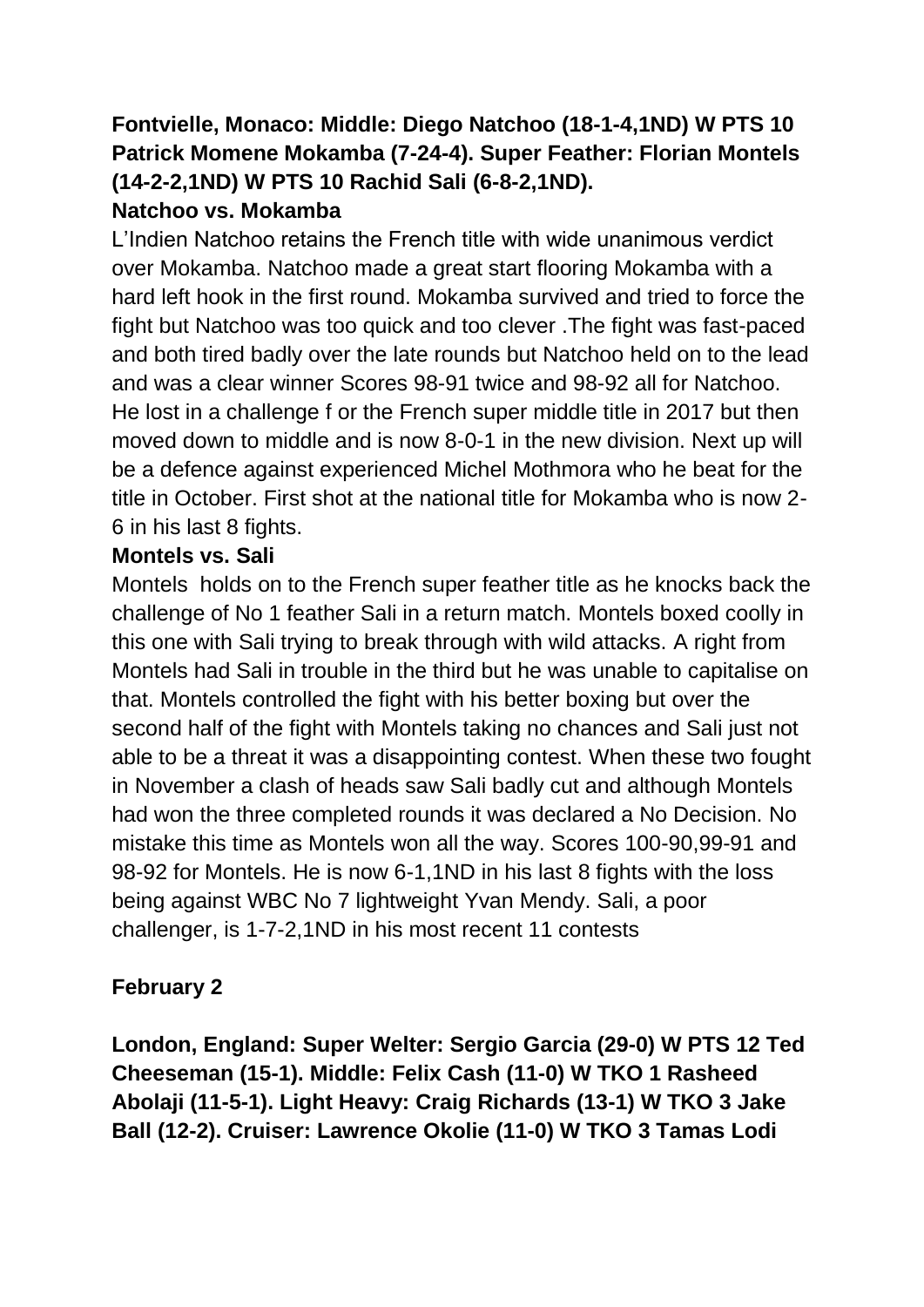**Fontvielle, Monaco: Middle: Diego Natchoo (18-1-4,1ND) W PTS 10 Patrick Momene Mokamba (7-24-4). Super Feather: Florian Montels (14-2-2,1ND) W PTS 10 Rachid Sali (6-8-2,1ND).**

**Natchoo vs. Mokamba**

L'Indien Natchoo retains the French title with wide unanimous verdict over Mokamba. Natchoo made a great start flooring Mokamba with a hard left hook in the first round. Mokamba survived and tried to force the fight but Natchoo was too quick and too clever .The fight was fast-paced and both tired badly over the late rounds but Natchoo held on to the lead and was a clear winner Scores 98-91 twice and 98-92 all for Natchoo. He lost in a challenge f or the French super middle title in 2017 but then moved down to middle and is now 8-0-1 in the new division. Next up will be a defence against experienced Michel Mothmora who he beat for the title in October. First shot at the national title for Mokamba who is now 2-6 in his last 8 fights.

**Montels vs. Sali**

Montels holds on to the French super feather title as he knocks back the challenge of No 1 feather Sali in a return match. Montels boxed coolly in this one with Sali trying to break through with wild attacks. A right from Montels had Sali in trouble in the third but he was unable to capitalise on that. Montels controlled the fight with his better boxing but over the second half of the fight with Montels taking no chances and Sali just not able to be a threat it was a disappointing contest. When these two fought in November a clash of heads saw Sali badly cut and although Montels had won the three completed rounds it was declared a No Decision. No mistake this time as Montels won all the way. Scores 100-90,99-91 and 98-92 for Montels. He is now 6-1,1ND in his last 8 fights with the loss being against WBC No 7 lightweight Yvan Mendy. Sali, a poor challenger, is 1-7-2,1ND in his most recent 11 contests

**February 2**

**London, England: Super Welter: Sergio Garcia (29-0) W PTS 12 Ted Cheeseman (15-1). Middle: Felix Cash (11-0) W TKO 1 Rasheed Abolaji (11-5-1). Light Heavy: Craig Richards (13-1) W TKO 3 Jake Ball (12-2). Cruiser: Lawrence Okolie (11-0) W TKO 3 Tamas Lodi**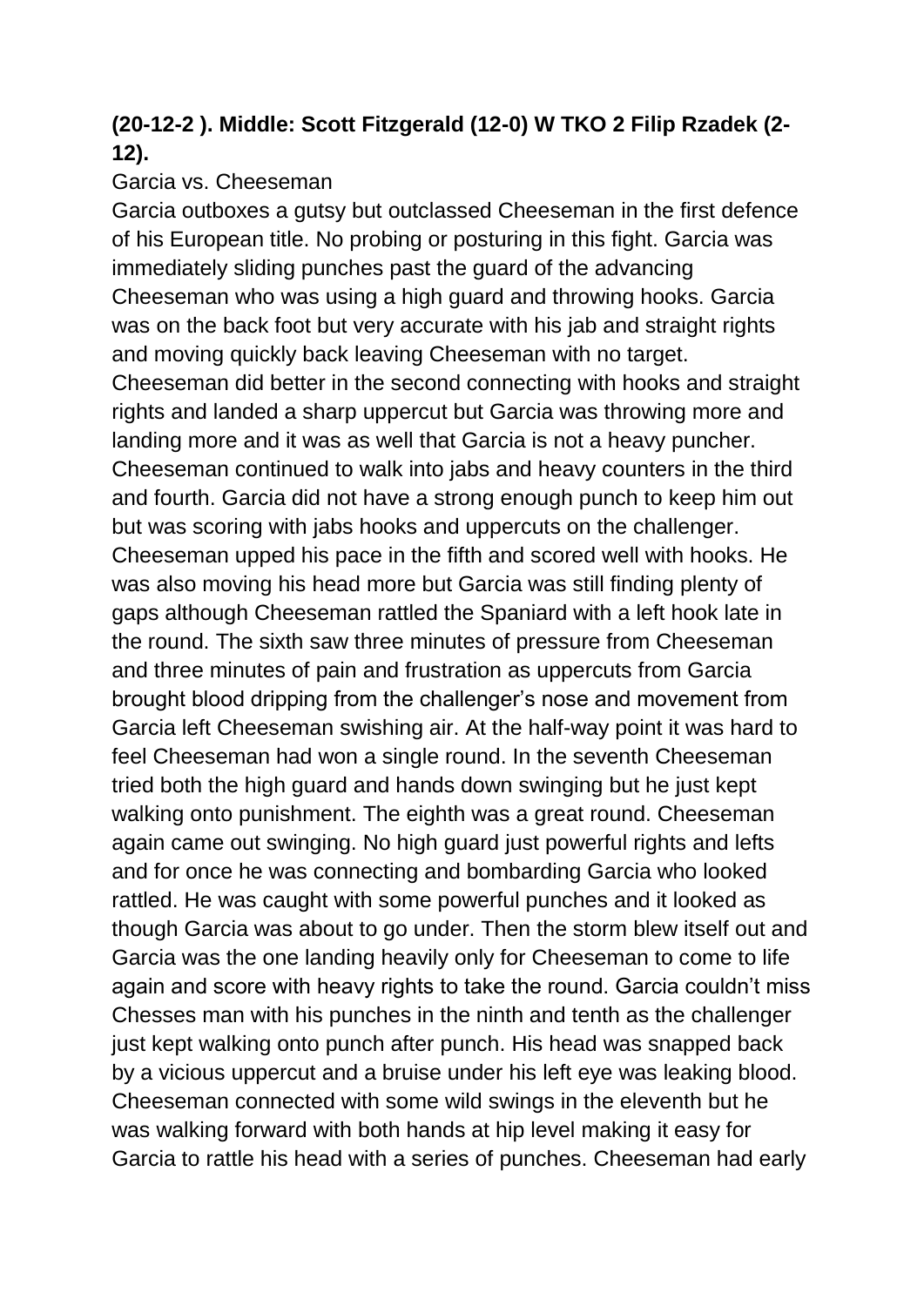**(20-12-2 ). Middle: Scott Fitzgerald (12-0) W TKO 2 Filip Rzadek (2-12).**

Garcia vs. Cheeseman

Garcia outboxes a gutsy but outclassed Cheeseman in the first defence of his European title. No probing or posturing in this fight. Garcia was immediately sliding punches past the guard of the advancing Cheeseman who was using a high guard and throwing hooks. Garcia was on the back foot but very accurate with his jab and straight rights and moving quickly back leaving Cheeseman with no target. Cheeseman did better in the second connecting with hooks and straight rights and landed a sharp uppercut but Garcia was throwing more and landing more and it was as well that Garcia is not a heavy puncher. Cheeseman continued to walk into jabs and heavy counters in the third and fourth. Garcia did not have a strong enough punch to keep him out but was scoring with jabs hooks and uppercuts on the challenger. Cheeseman upped his pace in the fifth and scored well with hooks. He was also moving his head more but Garcia was still finding plenty of gaps although Cheeseman rattled the Spaniard with a left hook late in the round. The sixth saw three minutes of pressure from Cheeseman and three minutes of pain and frustration as uppercuts from Garcia brought blood dripping from the challenger's nose and movement from Garcia left Cheeseman swishing air. At the half-way point it was hard to feel Cheeseman had won a single round. In the seventh Cheeseman tried both the high guard and hands down swinging but he just kept walking onto punishment. The eighth was a great round. Cheeseman again came out swinging. No high guard just powerful rights and lefts and for once he was connecting and bombarding Garcia who looked rattled. He was caught with some powerful punches and it looked as though Garcia was about to go under. Then the storm blew itself out and Garcia was the one landing heavily only for Cheeseman to come to life again and score with heavy rights to take the round. Garcia couldn't miss Chesses man with his punches in the ninth and tenth as the challenger just kept walking onto punch after punch. His head was snapped back by a vicious uppercut and a bruise under his left eye was leaking blood. Cheeseman connected with some wild swings in the eleventh but he was walking forward with both hands at hip level making it easy for Garcia to rattle his head with a series of punches. Cheeseman had early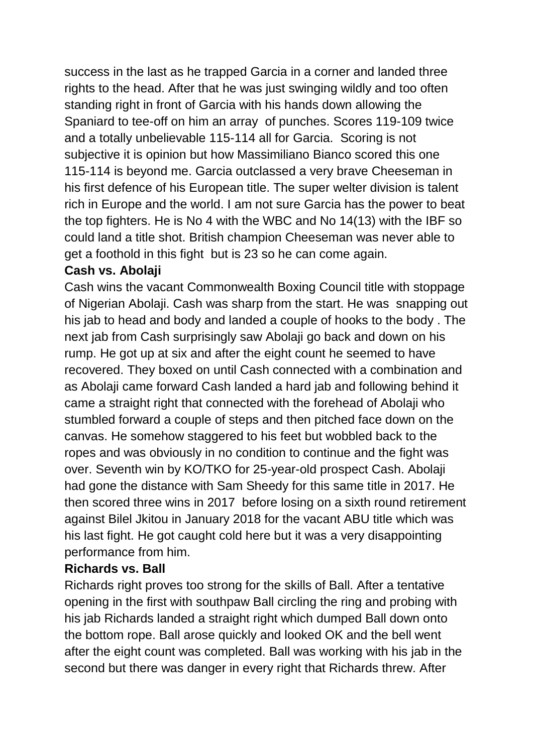success in the last as he trapped Garcia in a corner and landed three rights to the head. After that he was just swinging wildly and too often standing right in front of Garcia with his hands down allowing the Spaniard to tee-off on him an array of punches. Scores 119-109 twice and a totally unbelievable 115-114 all for Garcia. Scoring is not subjective it is opinion but how Massimiliano Bianco scored this one 115-114 is beyond me. Garcia outclassed a very brave Cheeseman in his first defence of his European title. The super welter division is talent rich in Europe and the world. I am not sure Garcia has the power to beat the top fighters. He is No 4 with the WBC and No 14(13) with the IBF so could land a title shot. British champion Cheeseman was never able to get a foothold in this fight but is 23 so he can come again.

**Cash vs. Abolaji**

Cash wins the vacant Commonwealth Boxing Council title with stoppage of Nigerian Abolaji. Cash was sharp from the start. He was snapping out his jab to head and body and landed a couple of hooks to the body . The next jab from Cash surprisingly saw Abolaji go back and down on his rump. He got up at six and after the eight count he seemed to have recovered. They boxed on until Cash connected with a combination and as Abolaji came forward Cash landed a hard jab and following behind it came a straight right that connected with the forehead of Abolaji who stumbled forward a couple of steps and then pitched face down on the canvas. He somehow staggered to his feet but wobbled back to the ropes and was obviously in no condition to continue and the fight was over. Seventh win by KO/TKO for 25-year-old prospect Cash. Abolaji had gone the distance with Sam Sheedy for this same title in 2017. He then scored three wins in 2017 before losing on a sixth round retirement against Bilel Jkitou in January 2018 for the vacant ABU title which was his last fight. He got caught cold here but it was a very disappointing performance from him.

**Richards vs. Ball**

Richards right proves too strong for the skills of Ball. After a tentative opening in the first with southpaw Ball circling the ring and probing with his jab Richards landed a straight right which dumped Ball down onto the bottom rope. Ball arose quickly and looked OK and the bell went after the eight count was completed. Ball was working with his jab in the second but there was danger in every right that Richards threw. After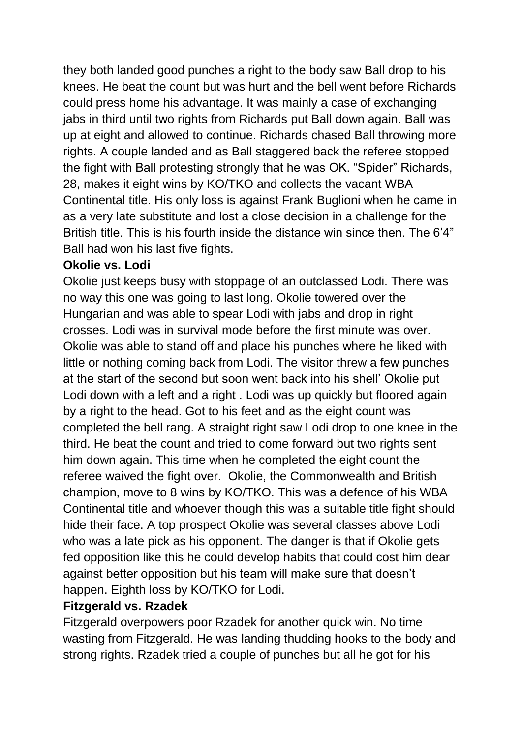they both landed good punches a right to the body saw Ball drop to his knees. He beat the count but was hurt and the bell went before Richards could press home his advantage. It was mainly a case of exchanging jabs in third until two rights from Richards put Ball down again. Ball was up at eight and allowed to continue. Richards chased Ball throwing more rights. A couple landed and as Ball staggered back the referee stopped the fight with Ball protesting strongly that he was OK. "Spider" Richards, 28, makes it eight wins by KO/TKO and collects the vacant WBA Continental title. His only loss is against Frank Buglioni when he came in as a very late substitute and lost a close decision in a challenge for the British title. This is his fourth inside the distance win since then. The 6'4" Ball had won his last five fights.

**Okolie vs. Lodi**

Okolie just keeps busy with stoppage of an outclassed Lodi. There was no way this one was going to last long. Okolie towered over the Hungarian and was able to spear Lodi with jabs and drop in right crosses. Lodi was in survival mode before the first minute was over. Okolie was able to stand off and place his punches where he liked with little or nothing coming back from Lodi. The visitor threw a few punches at the start of the second but soon went back into his shell' Okolie put Lodi down with a left and a right . Lodi was up quickly but floored again by a right to the head. Got to his feet and as the eight count was completed the bell rang. A straight right saw Lodi drop to one knee in the third. He beat the count and tried to come forward but two rights sent him down again. This time when he completed the eight count the referee waived the fight over.  Okolie, the Commonwealth and British champion, move to 8 wins by KO/TKO. This was a defence of his WBA Continental title and whoever though this was a suitable title fight should hide their face. A top prospect Okolie was several classes above Lodi who was a late pick as his opponent. The danger is that if Okolie gets fed opposition like this he could develop habits that could cost him dear against better opposition but his team will make sure that doesn't happen. Eighth loss by KO/TKO for Lodi.

**Fitzgerald vs. Rzadek**

Fitzgerald overpowers poor Rzadek for another quick win. No time wasting from Fitzgerald. He was landing thudding hooks to the body and strong rights. Rzadek tried a couple of punches but all he got for his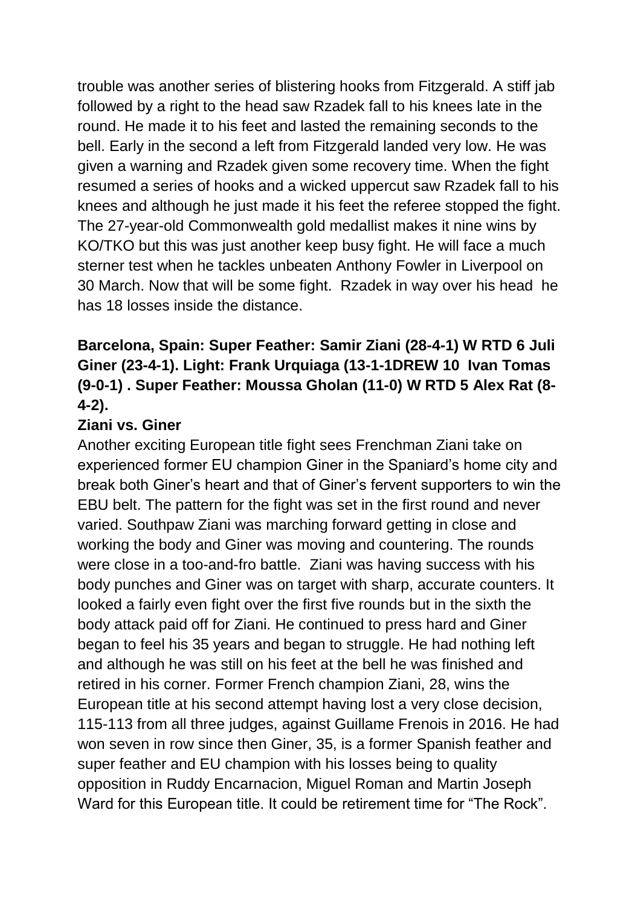trouble was another series of blistering hooks from Fitzgerald. A stiff jab followed by a right to the head saw Rzadek fall to his knees late in the round. He made it to his feet and lasted the remaining seconds to the bell. Early in the second a left from Fitzgerald landed very low. He was given a warning and Rzadek given some recovery time. When the fight resumed a series of hooks and a wicked uppercut saw Rzadek fall to his knees and although he just made it his feet the referee stopped the fight. The 27-year-old Commonwealth gold medallist makes it nine wins by KO/TKO but this was just another keep busy fight. He will face a much sterner test when he tackles unbeaten Anthony Fowler in Liverpool on 30 March. Now that will be some fight. Rzadek in way over his head he has 18 losses inside the distance.

**Barcelona, Spain: Super Feather: Samir Ziani (28-4-1) W RTD 6 Juli Giner (23-4-1). Light: Frank Urquiaga (13-1-1DREW 10 Ivan Tomas (9-0-1) . Super Feather: Moussa Gholan (11-0) W RTD 5 Alex Rat (8-4-2).**

**Ziani vs. Giner**

Another exciting European title fight sees Frenchman Ziani take on experienced former EU champion Giner in the Spaniard's home city and break both Giner's heart and that of Giner's fervent supporters to win the EBU belt. The pattern for the fight was set in the first round and never varied. Southpaw Ziani was marching forward getting in close and working the body and Giner was moving and countering. The rounds were close in a too-and-fro battle. Ziani was having success with his body punches and Giner was on target with sharp, accurate counters. It looked a fairly even fight over the first five rounds but in the sixth the body attack paid off for Ziani. He continued to press hard and Giner began to feel his 35 years and began to struggle. He had nothing left and although he was still on his feet at the bell he was finished and retired in his corner. Former French champion Ziani, 28, wins the European title at his second attempt having lost a very close decision, 115-113 from all three judges, against Guillame Frenois in 2016. He had won seven in row since then Giner, 35, is a former Spanish feather and super feather and EU champion with his losses being to quality opposition in Ruddy Encarnacion, Miguel Roman and Martin Joseph Ward for this European title. It could be retirement time for "The Rock".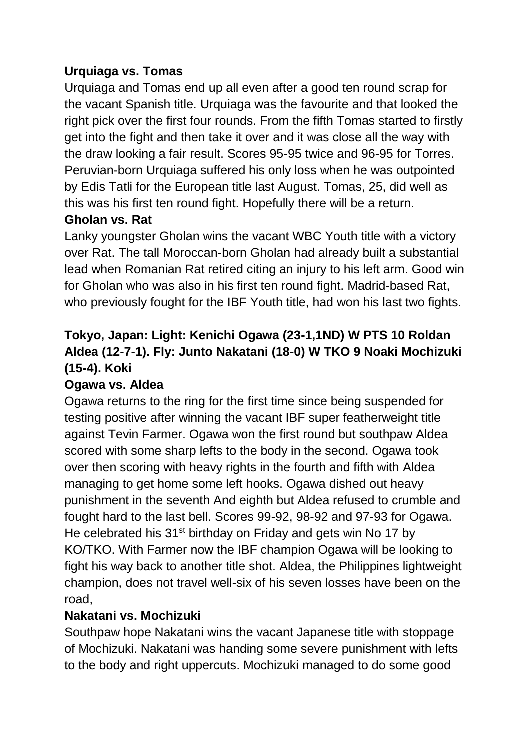**Urquiaga vs. Tomas**

Urquiaga and Tomas end up all even after a good ten round scrap for the vacant Spanish title. Urquiaga was the favourite and that looked the right pick over the first four rounds. From the fifth Tomas started to firstly get into the fight and then take it over and it was close all the way with the draw looking a fair result. Scores 95-95 twice and 96-95 for Torres. Peruvian-born Urquiaga suffered his only loss when he was outpointed by Edis Tatli for the European title last August. Tomas, 25, did well as this was his first ten round fight. Hopefully there will be a return.

**Gholan vs. Rat**

Lanky youngster Gholan wins the vacant WBC Youth title with a victory over Rat. The tall Moroccan-born Gholan had already built a substantial lead when Romanian Rat retired citing an injury to his left arm. Good win for Gholan who was also in his first ten round fight. Madrid-based Rat, who previously fought for the IBF Youth title, had won his last two fights.

**Tokyo, Japan: Light: Kenichi Ogawa (23-1,1ND) W PTS 10 Roldan Aldea (12-7-1). Fly: Junto Nakatani (18-0) W TKO 9 Noaki Mochizuki (15-4). Koki**

**Ogawa vs. Aldea**

Ogawa returns to the ring for the first time since being suspended for testing positive after winning the vacant IBF super featherweight title against Tevin Farmer. Ogawa won the first round but southpaw Aldea scored with some sharp lefts to the body in the second. Ogawa took over then scoring with heavy rights in the fourth and fifth with Aldea managing to get home some left hooks. Ogawa dished out heavy punishment in the seventh And eighth but Aldea refused to crumble and fought hard to the last bell. Scores 99-92, 98-92 and 97-93 for Ogawa. He celebrated his 31st birthday on Friday and gets win No 17 by KO/TKO. With Farmer now the IBF champion Ogawa will be looking to fight his way back to another title shot. Aldea, the Philippines lightweight champion, does not travel well-six of his seven losses have been on the road,

**Nakatani vs. Mochizuki**

Southpaw hope Nakatani wins the vacant Japanese title with stoppage of Mochizuki. Nakatani was handing some severe punishment with lefts to the body and right uppercuts. Mochizuki managed to do some good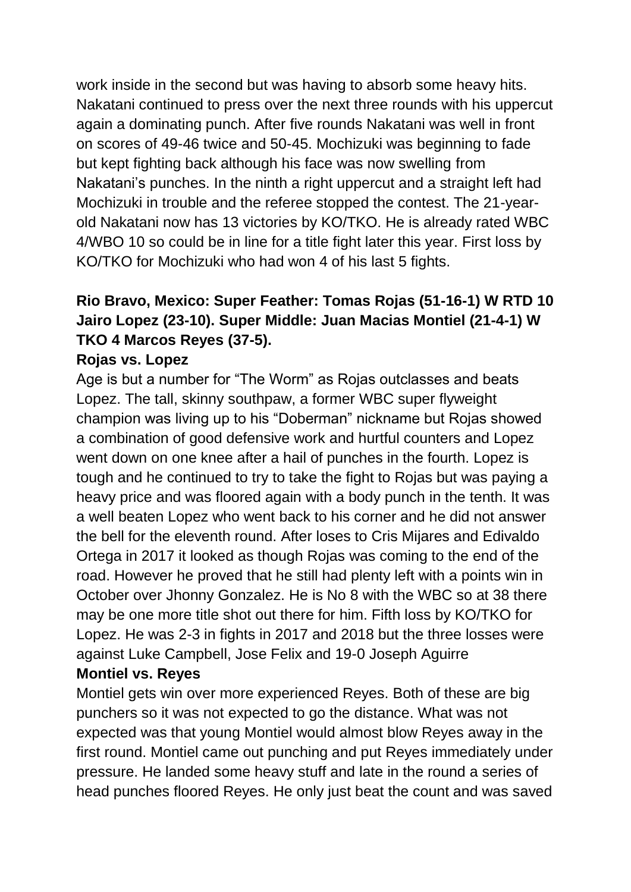work inside in the second but was having to absorb some heavy hits. Nakatani continued to press over the next three rounds with his uppercut again a dominating punch. After five rounds Nakatani was well in front on scores of 49-46 twice and 50-45. Mochizuki was beginning to fade but kept fighting back although his face was now swelling from Nakatani's punches. In the ninth a right uppercut and a straight left had Mochizuki in trouble and the referee stopped the contest. The 21-year-old Nakatani now has 13 victories by KO/TKO. He is already rated WBC 4/WBO 10 so could be in line for a title fight later this year. First loss by KO/TKO for Mochizuki who had won 4 of his last 5 fights.

**Rio Bravo, Mexico: Super Feather: Tomas Rojas (51-16-1) W RTD 10 Jairo Lopez (23-10). Super Middle: Juan Macias Montiel (21-4-1) W TKO 4 Marcos Reyes (37-5).**

**Rojas vs. Lopez**

Age is but a number for "The Worm" as Rojas outclasses and beats Lopez. The tall, skinny southpaw, a former WBC super flyweight champion was living up to his "Doberman" nickname but Rojas showed a combination of good defensive work and hurtful counters and Lopez went down on one knee after a hail of punches in the fourth. Lopez is tough and he continued to try to take the fight to Rojas but was paying a heavy price and was floored again with a body punch in the tenth. It was a well beaten Lopez who went back to his corner and he did not answer the bell for the eleventh round. After loses to Cris Mijares and Edivaldo Ortega in 2017 it looked as though Rojas was coming to the end of the road. However he proved that he still had plenty left with a points win in October over Jhonny Gonzalez. He is No 8 with the WBC so at 38 there may be one more title shot out there for him. Fifth loss by KO/TKO for Lopez. He was 2-3 in fights in 2017 and 2018 but the three losses were against Luke Campbell, Jose Felix and 19-0 Joseph Aguirre

**Montiel vs. Reyes**

Montiel gets win over more experienced Reyes. Both of these are big punchers so it was not expected to go the distance. What was not expected was that young Montiel would almost blow Reyes away in the first round. Montiel came out punching and put Reyes immediately under pressure. He landed some heavy stuff and late in the round a series of head punches floored Reyes. He only just beat the count and was saved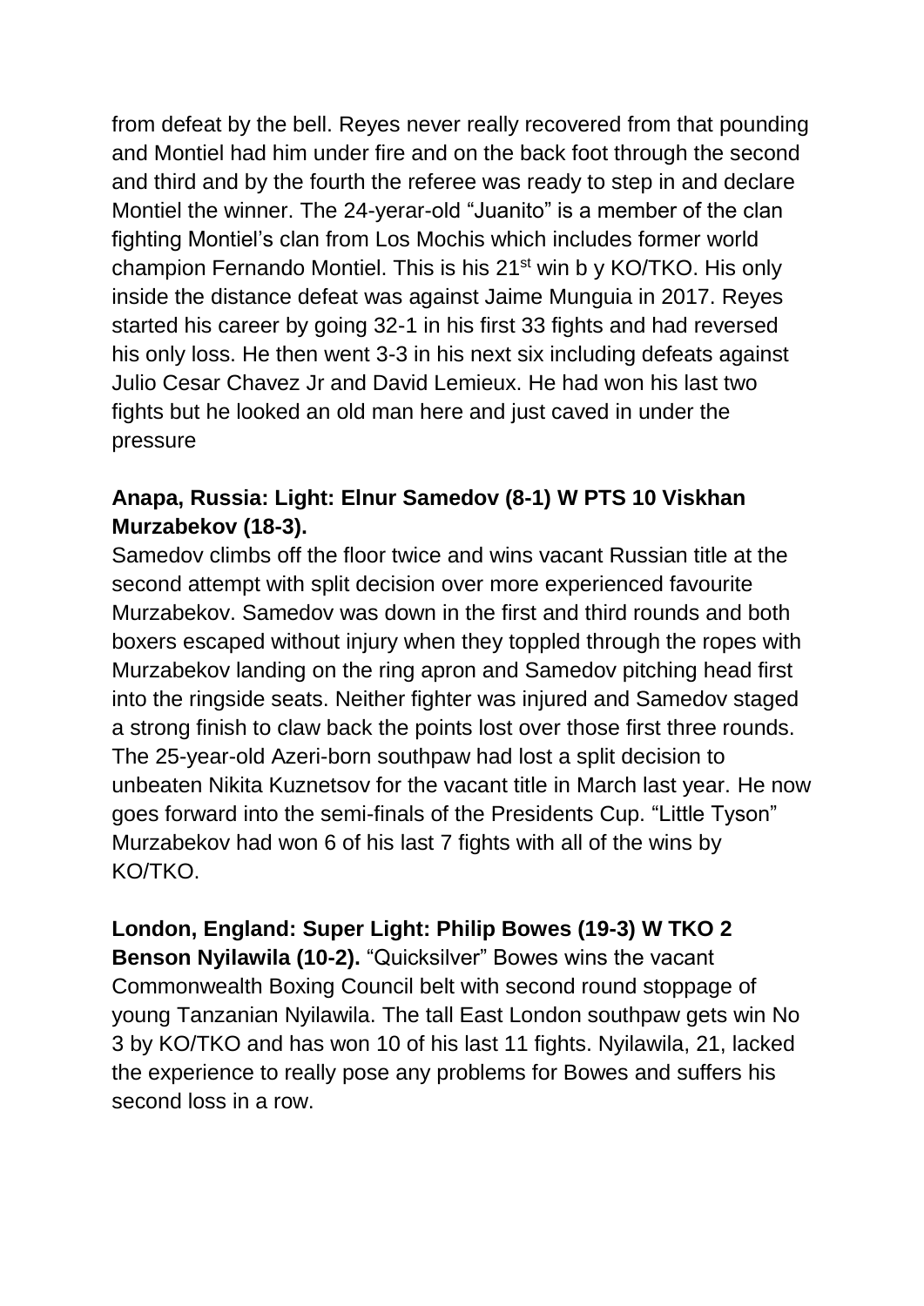from defeat by the bell. Reyes never really recovered from that pounding and Montiel had him under fire and on the back foot through the second and third and by the fourth the referee was ready to step in and declare Montiel the winner. The 24-yerar-old "Juanito" is a member of the clan fighting Montiel's clan from Los Mochis which includes former world champion Fernando Montiel. This is his 21st win b y KO/TKO. His only inside the distance defeat was against Jaime Munguia in 2017. Reyes started his career by going 32-1 in his first 33 fights and had reversed his only loss. He then went 3-3 in his next six including defeats against Julio Cesar Chavez Jr and David Lemieux. He had won his last two fights but he looked an old man here and just caved in under the pressure

**Anapa, Russia: Light: Elnur Samedov (8-1) W PTS 10 Viskhan Murzabekov (18-3).**

Samedov climbs off the floor twice and wins vacant Russian title at the second attempt with split decision over more experienced favourite Murzabekov. Samedov was down in the first and third rounds and both boxers escaped without injury when they toppled through the ropes with Murzabekov landing on the ring apron and Samedov pitching head first into the ringside seats. Neither fighter was injured and Samedov staged a strong finish to claw back the points lost over those first three rounds. The 25-year-old Azeri-born southpaw had lost a split decision to unbeaten Nikita Kuznetsov for the vacant title in March last year. He now goes forward into the semi-finals of the Presidents Cup. "Little Tyson" Murzabekov had won 6 of his last 7 fights with all of the wins by KO/TKO.

**London, England: Super Light: Philip Bowes (19-3) W TKO 2 Benson Nyilawila (10-2).** "Quicksilver" Bowes wins the vacant Commonwealth Boxing Council belt with second round stoppage of young Tanzanian Nyilawila. The tall East London southpaw gets win No 3 by KO/TKO and has won 10 of his last 11 fights. Nyilawila, 21, lacked the experience to really pose any problems for Bowes and suffers his second loss in a row.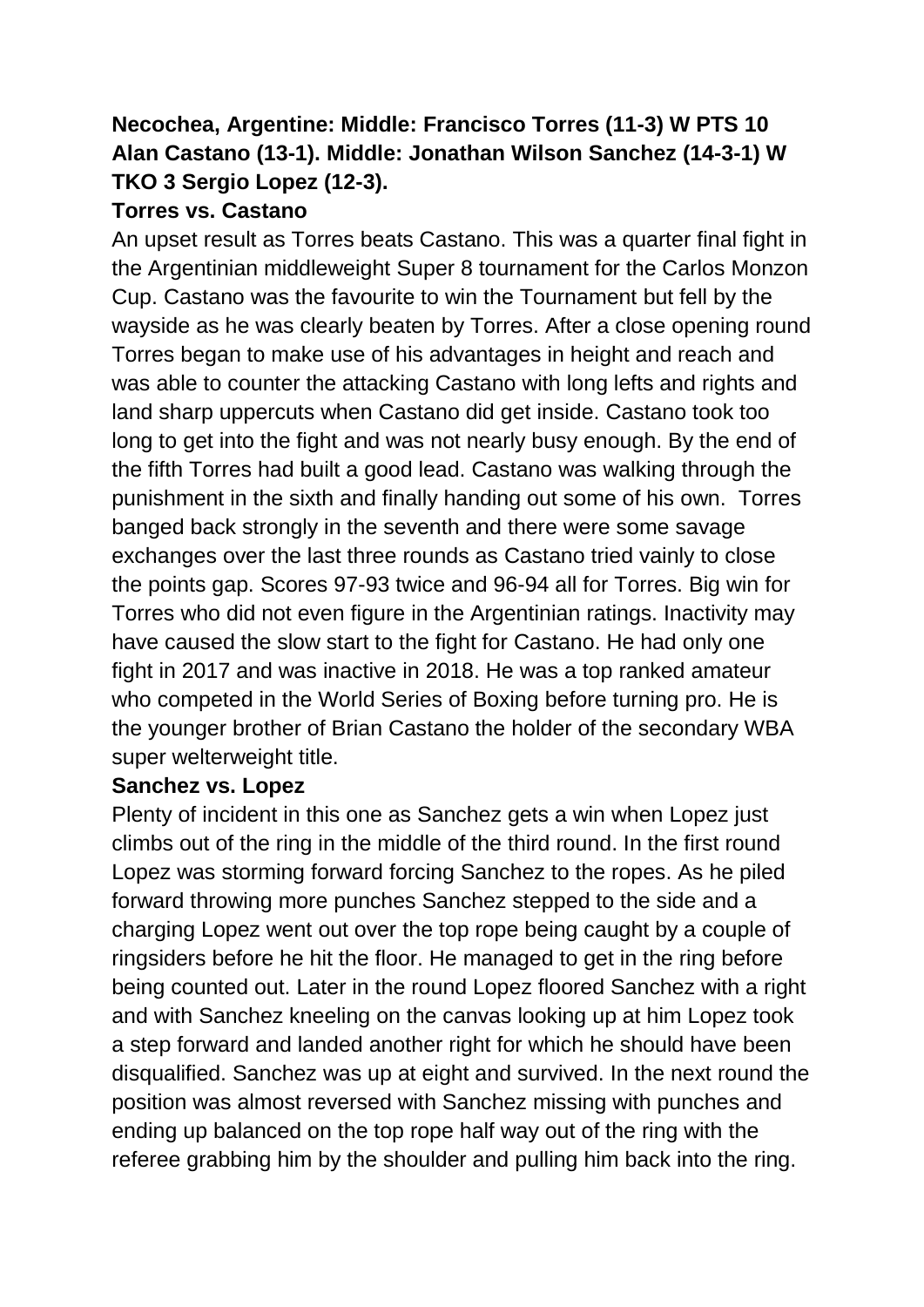**Necochea, Argentine: Middle: Francisco Torres (11-3) W PTS 10 Alan Castano (13-1). Middle: Jonathan Wilson Sanchez (14-3-1) W TKO 3 Sergio Lopez (12-3).**

**Torres vs. Castano**

An upset result as Torres beats Castano. This was a quarter final fight in the Argentinian middleweight Super 8 tournament for the Carlos Monzon Cup. Castano was the favourite to win the Tournament but fell by the wayside as he was clearly beaten by Torres. After a close opening round Torres began to make use of his advantages in height and reach and was able to counter the attacking Castano with long lefts and rights and land sharp uppercuts when Castano did get inside. Castano took too long to get into the fight and was not nearly busy enough. By the end of the fifth Torres had built a good lead. Castano was walking through the punishment in the sixth and finally handing out some of his own. Torres banged back strongly in the seventh and there were some savage exchanges over the last three rounds as Castano tried vainly to close the points gap. Scores 97-93 twice and 96-94 all for Torres. Big win for Torres who did not even figure in the Argentinian ratings. Inactivity may have caused the slow start to the fight for Castano. He had only one fight in 2017 and was inactive in 2018. He was a top ranked amateur who competed in the World Series of Boxing before turning pro. He is the younger brother of Brian Castano the holder of the secondary WBA super welterweight title.

**Sanchez vs. Lopez**

Plenty of incident in this one as Sanchez gets a win when Lopez just climbs out of the ring in the middle of the third round. In the first round Lopez was storming forward forcing Sanchez to the ropes. As he piled forward throwing more punches Sanchez stepped to the side and a charging Lopez went out over the top rope being caught by a couple of ringsiders before he hit the floor. He managed to get in the ring before being counted out. Later in the round Lopez floored Sanchez with a right and with Sanchez kneeling on the canvas looking up at him Lopez took a step forward and landed another right for which he should have been disqualified. Sanchez was up at eight and survived. In the next round the position was almost reversed with Sanchez missing with punches and ending up balanced on the top rope half way out of the ring with the referee grabbing him by the shoulder and pulling him back into the ring.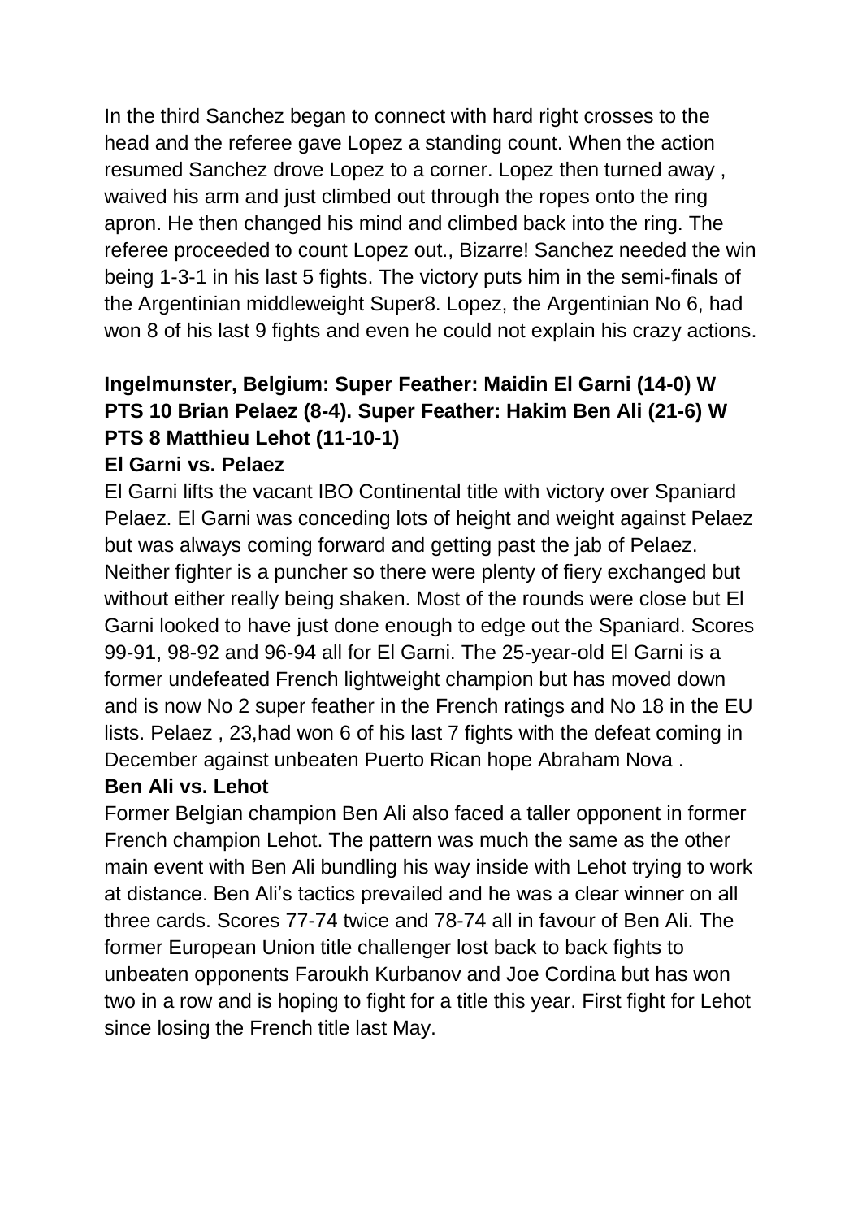In the third Sanchez began to connect with hard right crosses to the head and the referee gave Lopez a standing count. When the action resumed Sanchez drove Lopez to a corner. Lopez then turned away , waived his arm and just climbed out through the ropes onto the ring apron. He then changed his mind and climbed back into the ring. The referee proceeded to count Lopez out., Bizarre! Sanchez needed the win being 1-3-1 in his last 5 fights. The victory puts him in the semi-finals of the Argentinian middleweight Super8. Lopez, the Argentinian No 6, had won 8 of his last 9 fights and even he could not explain his crazy actions.

**Ingelmunster, Belgium: Super Feather: Maidin El Garni (14-0) W PTS 10 Brian Pelaez (8-4). Super Feather: Hakim Ben Ali (21-6) W PTS 8 Matthieu Lehot (11-10-1)**

**El Garni vs. Pelaez**

El Garni lifts the vacant IBO Continental title with victory over Spaniard Pelaez. El Garni was conceding lots of height and weight against Pelaez but was always coming forward and getting past the jab of Pelaez. Neither fighter is a puncher so there were plenty of fiery exchanged but without either really being shaken. Most of the rounds were close but El Garni looked to have just done enough to edge out the Spaniard. Scores 99-91, 98-92 and 96-94 all for El Garni. The 25-year-old El Garni is a former undefeated French lightweight champion but has moved down and is now No 2 super feather in the French ratings and No 18 in the EU lists. Pelaez , 23,had won 6 of his last 7 fights with the defeat coming in December against unbeaten Puerto Rican hope Abraham Nova .

**Ben Ali vs. Lehot**

Former Belgian champion Ben Ali also faced a taller opponent in former French champion Lehot. The pattern was much the same as the other main event with Ben Ali bundling his way inside with Lehot trying to work at distance. Ben Ali's tactics prevailed and he was a clear winner on all three cards. Scores 77-74 twice and 78-74 all in favour of Ben Ali. The former European Union title challenger lost back to back fights to unbeaten opponents Faroukh Kurbanov and Joe Cordina but has won two in a row and is hoping to fight for a title this year. First fight for Lehot since losing the French title last May.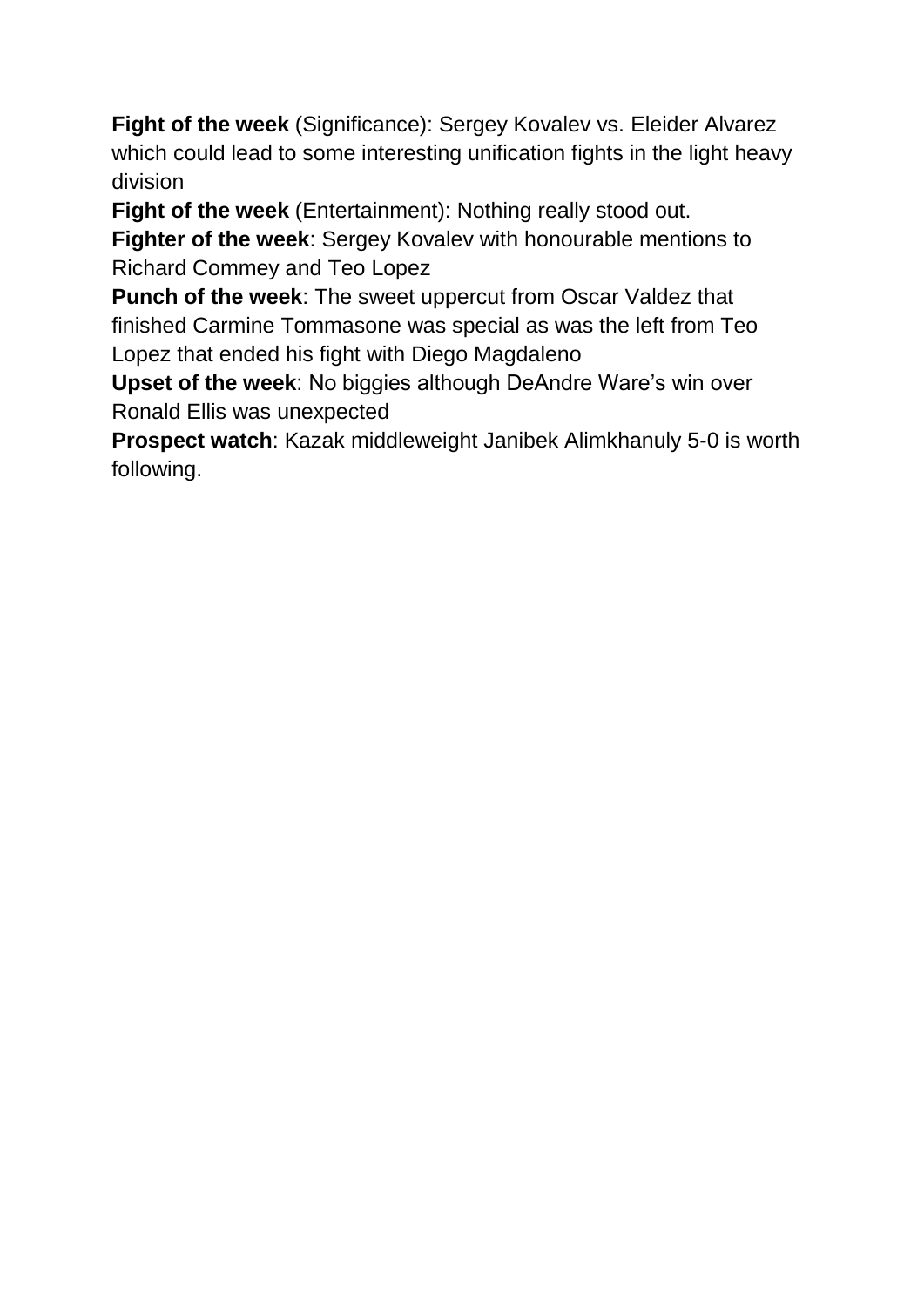**Fight of the week** (Significance): Sergey Kovalev vs. Eleider Alvarez which could lead to some interesting unification fights in the light heavy division

**Fight of the week** (Entertainment): Nothing really stood out.

**Fighter of the week**: Sergey Kovalev with honourable mentions to Richard Commey and Teo Lopez

**Punch of the week**: The sweet uppercut from Oscar Valdez that finished Carmine Tommasone was special as was the left from Teo Lopez that ended his fight with Diego Magdaleno

**Upset of the week**: No biggies although DeAndre Ware's win over Ronald Ellis was unexpected

**Prospect watch**: Kazak middleweight Janibek Alimkhanuly 5-0 is worth following.